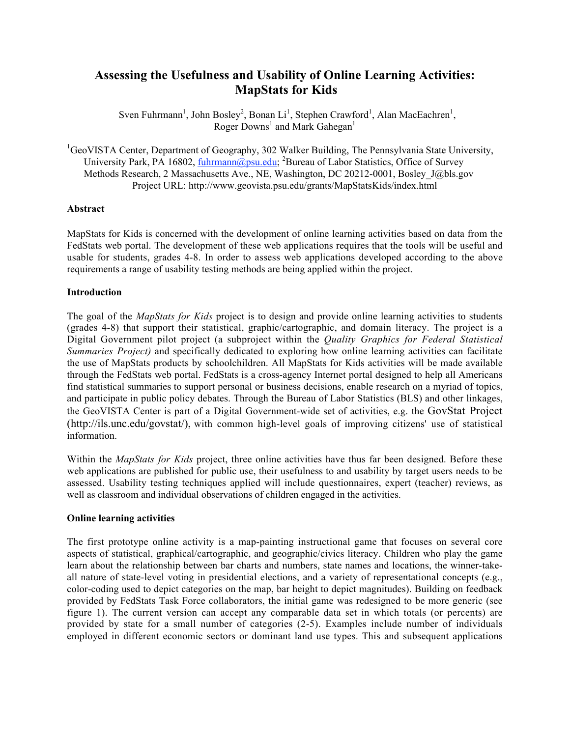# Assessing the Usefulness and Usability of Online Learning Activities: MapStats for Kids

Sven Fuhrmann[1], John Bosley[2], Bonan Li[1], Stephen Crawford[1], Alan MacEachren[1], Roger Downs[1] and Mark Gahegan[1]

[1]GeoVISTA Center, Department of Geography, 302 Walker Building, The Pennsylvania State University, University Park, PA 16802, fuhrmann@psu.edu; [2]Bureau of Labor Statistics, Office of Survey Methods Research, 2 Massachusetts Ave., NE, Washington, DC 20212-0001, Bosley_J@bls.gov
Project URL: http://www.geovista.psu.edu/grants/MapStatsKids/index.html

**Abstract**

MapStats for Kids is concerned with the development of online learning activities based on data from the FedStats web portal. The development of these web applications requires that the tools will be useful and usable for students, grades 4-8. In order to assess web applications developed according to the above requirements a range of usability testing methods are being applied within the project.

**Introduction**

The goal of the *MapStats for Kids* project is to design and provide online learning activities to students (grades 4-8) that support their statistical, graphic/cartographic, and domain literacy. The project is a Digital Government pilot project (a subproject within the *Quality Graphics for Federal Statistical Summaries Project)* and specifically dedicated to exploring how online learning activities can facilitate the use of MapStats products by schoolchildren. All MapStats for Kids activities will be made available through the FedStats web portal. FedStats is a cross-agency Internet portal designed to help all Americans find statistical summaries to support personal or business decisions, enable research on a myriad of topics, and participate in public policy debates. Through the Bureau of Labor Statistics (BLS) and other linkages, the GeoVISTA Center is part of a Digital Government-wide set of activities, e.g. the GovStat Project (http://ils.unc.edu/govstat/), with common high-level goals of improving citizens' use of statistical information.

Within the *MapStats for Kids* project, three online activities have thus far been designed. Before these web applications are published for public use, their usefulness to and usability by target users needs to be assessed. Usability testing techniques applied will include questionnaires, expert (teacher) reviews, as well as classroom and individual observations of children engaged in the activities.

**Online learning activities**

The first prototype online activity is a map-painting instructional game that focuses on several core aspects of statistical, graphical/cartographic, and geographic/civics literacy. Children who play the game learn about the relationship between bar charts and numbers, state names and locations, the winner-take-all nature of state-level voting in presidential elections, and a variety of representational concepts (e.g., color-coding used to depict categories on the map, bar height to depict magnitudes). Building on feedback provided by FedStats Task Force collaborators, the initial game was redesigned to be more generic (see figure 1). The current version can accept any comparable data set in which totals (or percents) are provided by state for a small number of categories (2-5). Examples include number of individuals employed in different economic sectors or dominant land use types. This and subsequent applications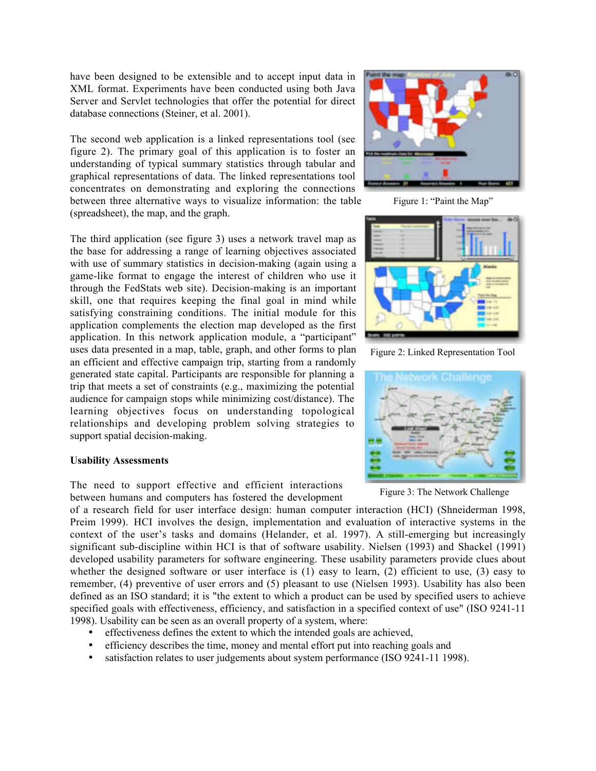have been designed to be extensible and to accept input data in XML format. Experiments have been conducted using both Java Server and Servlet technologies that offer the potential for direct database connections (Steiner, et al. 2001).

The second web application is a linked representations tool (see figure 2). The primary goal of this application is to foster an understanding of typical summary statistics through tabular and graphical representations of data. The linked representations tool concentrates on demonstrating and exploring the connections between three alternative ways to visualize information: the table (spreadsheet), the map, and the graph.

The third application (see figure 3) uses a network travel map as the base for addressing a range of learning objectives associated with use of summary statistics in decision-making (again using a game-like format to engage the interest of children who use it through the FedStats web site). Decision-making is an important skill, one that requires keeping the final goal in mind while satisfying constraining conditions. The initial module for this application complements the election map developed as the first application. In this network application module, a "participant" uses data presented in a map, table, graph, and other forms to plan an efficient and effective campaign trip, starting from a randomly generated state capital. Participants are responsible for planning a trip that meets a set of constraints (e.g., maximizing the potential audience for campaign stops while minimizing cost/distance). The learning objectives focus on understanding topological relationships and developing problem solving strategies to support spatial decision-making.

Figure 1: "Paint the Map"

Figure 2: Linked Representation Tool

Figure 3: The Network Challenge

**Usability Assessments**

The need to support effective and efficient interactions between humans and computers has fostered the development of a research field for user interface design: human computer interaction (HCI) (Shneiderman 1998, Preim 1999). HCI involves the design, implementation and evaluation of interactive systems in the context of the user's tasks and domains (Helander, et al. 1997). A still-emerging but increasingly significant sub-discipline within HCI is that of software usability. Nielsen (1993) and Shackel (1991) developed usability parameters for software engineering. These usability parameters provide clues about whether the designed software or user interface is (1) easy to learn, (2) efficient to use, (3) easy to remember, (4) preventive of user errors and (5) pleasant to use (Nielsen 1993). Usability has also been defined as an ISO standard; it is "the extent to which a product can be used by specified users to achieve specified goals with effectiveness, efficiency, and satisfaction in a specified context of use" (ISO 9241-11 1998). Usability can be seen as an overall property of a system, where:

- effectiveness defines the extent to which the intended goals are achieved,
- efficiency describes the time, money and mental effort put into reaching goals and
- satisfaction relates to user judgements about system performance (ISO 9241-11 1998).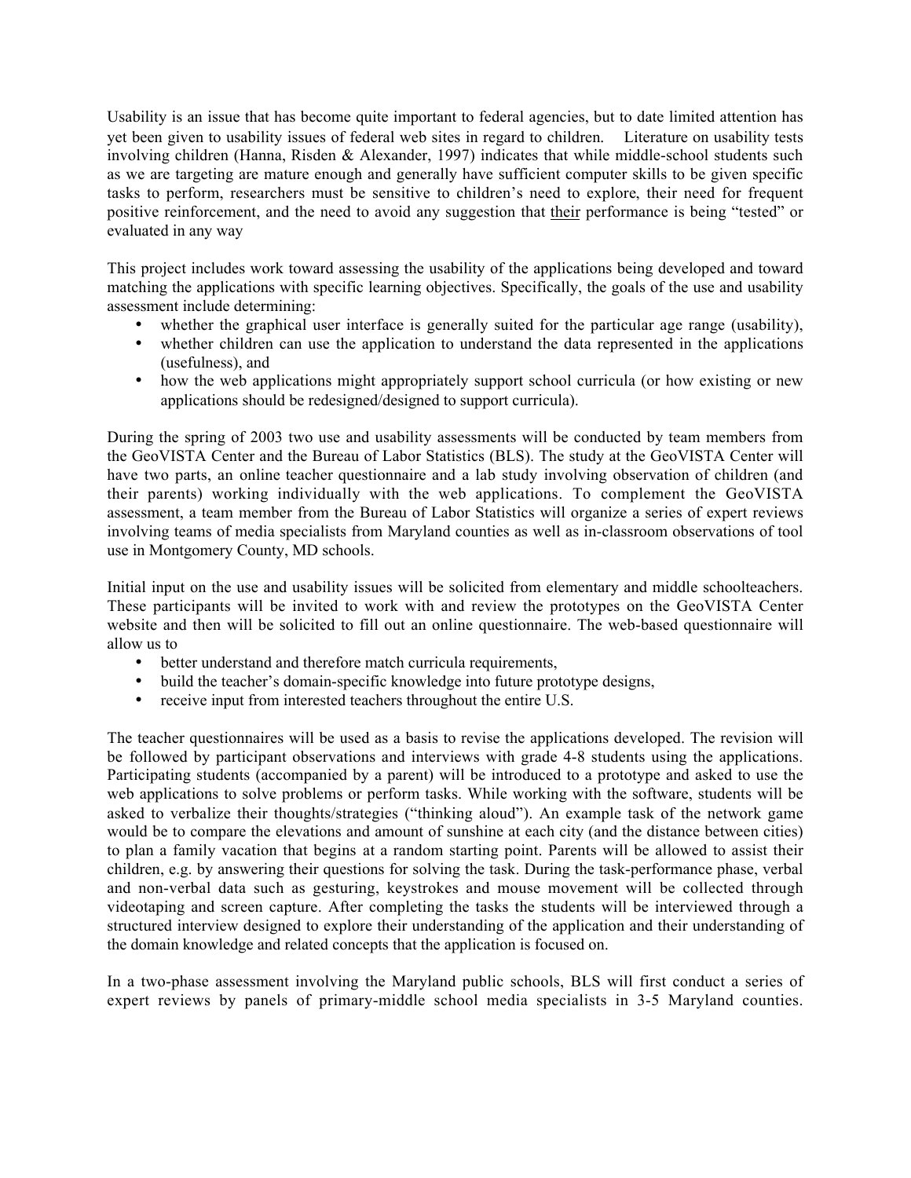Usability is an issue that has become quite important to federal agencies, but to date limited attention has yet been given to usability issues of federal web sites in regard to children. Literature on usability tests involving children (Hanna, Risden & Alexander, 1997) indicates that while middle-school students such as we are targeting are mature enough and generally have sufficient computer skills to be given specific tasks to perform, researchers must be sensitive to children's need to explore, their need for frequent positive reinforcement, and the need to avoid any suggestion that <u>their</u> performance is being "tested" or evaluated in any way

This project includes work toward assessing the usability of the applications being developed and toward matching the applications with specific learning objectives. Specifically, the goals of the use and usability assessment include determining:

- whether the graphical user interface is generally suited for the particular age range (usability),
- whether children can use the application to understand the data represented in the applications (usefulness), and
- how the web applications might appropriately support school curricula (or how existing or new applications should be redesigned/designed to support curricula).

During the spring of 2003 two use and usability assessments will be conducted by team members from the GeoVISTA Center and the Bureau of Labor Statistics (BLS). The study at the GeoVISTA Center will have two parts, an online teacher questionnaire and a lab study involving observation of children (and their parents) working individually with the web applications. To complement the GeoVISTA assessment, a team member from the Bureau of Labor Statistics will organize a series of expert reviews involving teams of media specialists from Maryland counties as well as in-classroom observations of tool use in Montgomery County, MD schools.

Initial input on the use and usability issues will be solicited from elementary and middle schoolteachers. These participants will be invited to work with and review the prototypes on the GeoVISTA Center website and then will be solicited to fill out an online questionnaire. The web-based questionnaire will allow us to

- better understand and therefore match curricula requirements,
- build the teacher's domain-specific knowledge into future prototype designs,
- receive input from interested teachers throughout the entire U.S.

The teacher questionnaires will be used as a basis to revise the applications developed. The revision will be followed by participant observations and interviews with grade 4-8 students using the applications. Participating students (accompanied by a parent) will be introduced to a prototype and asked to use the web applications to solve problems or perform tasks. While working with the software, students will be asked to verbalize their thoughts/strategies ("thinking aloud"). An example task of the network game would be to compare the elevations and amount of sunshine at each city (and the distance between cities) to plan a family vacation that begins at a random starting point. Parents will be allowed to assist their children, e.g. by answering their questions for solving the task. During the task-performance phase, verbal and non-verbal data such as gesturing, keystrokes and mouse movement will be collected through videotaping and screen capture. After completing the tasks the students will be interviewed through a structured interview designed to explore their understanding of the application and their understanding of the domain knowledge and related concepts that the application is focused on.

In a two-phase assessment involving the Maryland public schools, BLS will first conduct a series of expert reviews by panels of primary-middle school media specialists in 3-5 Maryland counties.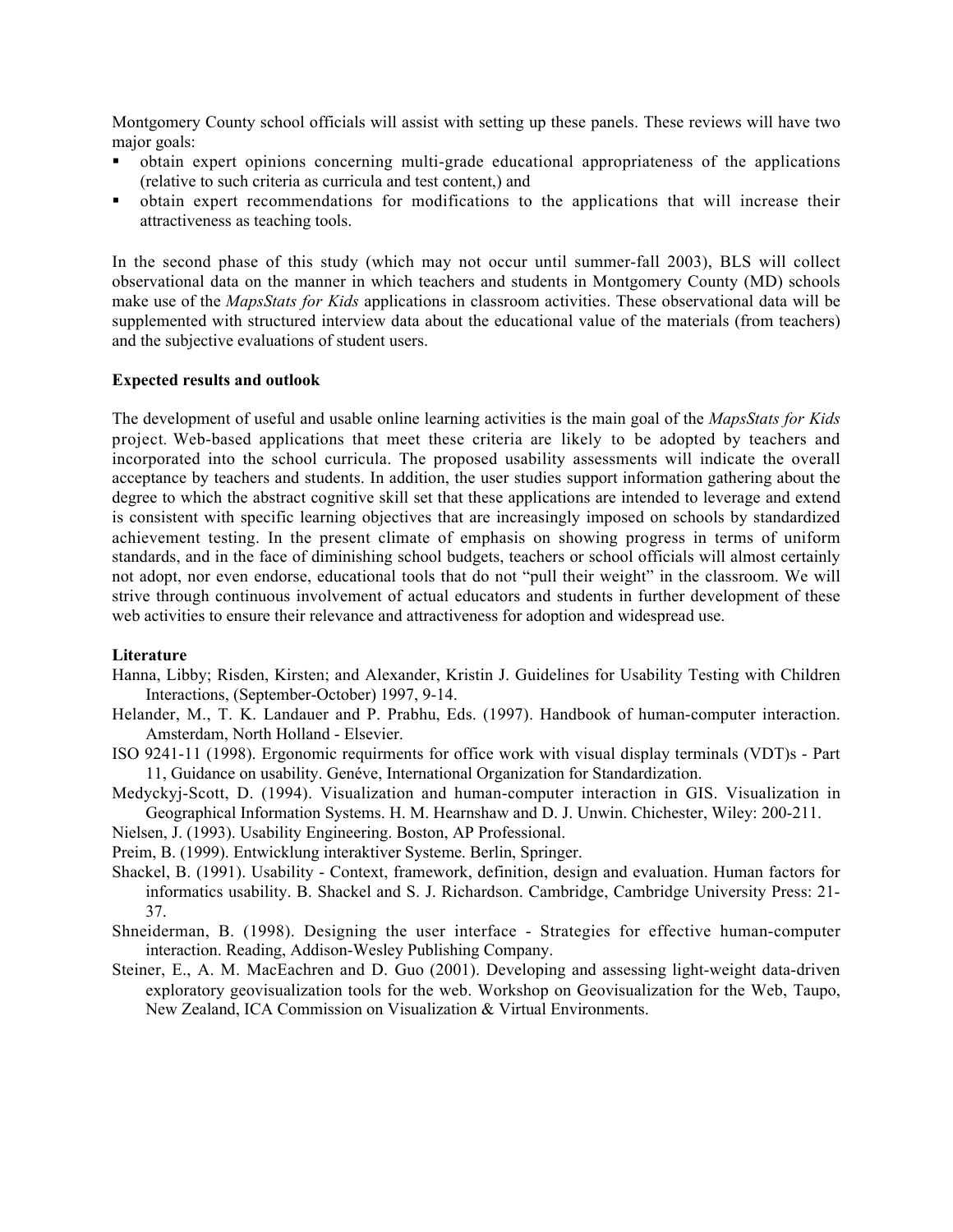Montgomery County school officials will assist with setting up these panels. These reviews will have two major goals:

- obtain expert opinions concerning multi-grade educational appropriateness of the applications (relative to such criteria as curricula and test content,) and
- obtain expert recommendations for modifications to the applications that will increase their attractiveness as teaching tools.

In the second phase of this study (which may not occur until summer-fall 2003), BLS will collect observational data on the manner in which teachers and students in Montgomery County (MD) schools make use of the *MapsStats for Kids* applications in classroom activities. These observational data will be supplemented with structured interview data about the educational value of the materials (from teachers) and the subjective evaluations of student users.

**Expected results and outlook**

The development of useful and usable online learning activities is the main goal of the *MapsStats for Kids* project. Web-based applications that meet these criteria are likely to be adopted by teachers and incorporated into the school curricula. The proposed usability assessments will indicate the overall acceptance by teachers and students. In addition, the user studies support information gathering about the degree to which the abstract cognitive skill set that these applications are intended to leverage and extend is consistent with specific learning objectives that are increasingly imposed on schools by standardized achievement testing. In the present climate of emphasis on showing progress in terms of uniform standards, and in the face of diminishing school budgets, teachers or school officials will almost certainly not adopt, nor even endorse, educational tools that do not "pull their weight" in the classroom. We will strive through continuous involvement of actual educators and students in further development of these web activities to ensure their relevance and attractiveness for adoption and widespread use.

**Literature**

Hanna, Libby; Risden, Kirsten; and Alexander, Kristin J. Guidelines for Usability Testing with Children Interactions, (September-October) 1997, 9-14.

Helander, M., T. K. Landauer and P. Prabhu, Eds. (1997). Handbook of human-computer interaction. Amsterdam, North Holland - Elsevier.

ISO 9241-11 (1998). Ergonomic requirments for office work with visual display terminals (VDT)s - Part 11, Guidance on usability. Genéve, International Organization for Standardization.

Medyckyj-Scott, D. (1994). Visualization and human-computer interaction in GIS. Visualization in Geographical Information Systems. H. M. Hearnshaw and D. J. Unwin. Chichester, Wiley: 200-211.

Nielsen, J. (1993). Usability Engineering. Boston, AP Professional.

Preim, B. (1999). Entwicklung interaktiver Systeme. Berlin, Springer.

Shackel, B. (1991). Usability - Context, framework, definition, design and evaluation. Human factors for informatics usability. B. Shackel and S. J. Richardson. Cambridge, Cambridge University Press: 21-37.

Shneiderman, B. (1998). Designing the user interface - Strategies for effective human-computer interaction. Reading, Addison-Wesley Publishing Company.

Steiner, E., A. M. MacEachren and D. Guo (2001). Developing and assessing light-weight data-driven exploratory geovisualization tools for the web. Workshop on Geovisualization for the Web, Taupo, New Zealand, ICA Commission on Visualization & Virtual Environments.